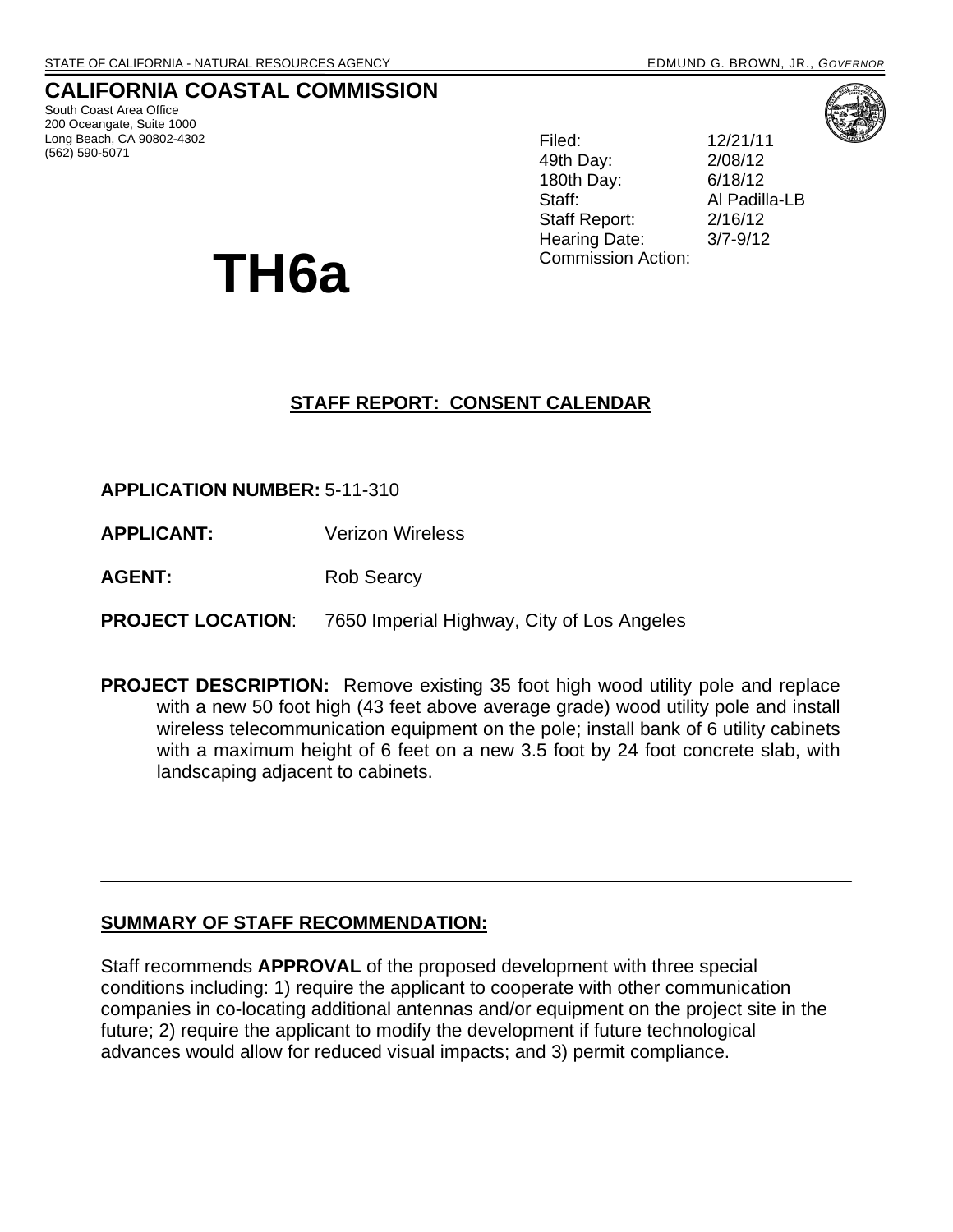STATE OF CALIFORNIA - NATURAL RESOURCES AGENCY — EDMUND G. BROWN, JR., *GOVERNOR*

# CALIFORNIA COASTAL COMMISSION

South Coast Area Office
200 Oceangate, Suite 1000
Long Beach, CA 90802-4302
(562) 590-5071

| | |
|---|---|
| Filed: | 12/21/11 |
| 49th Day: | 2/08/12 |
| 180th Day: | 6/18/12 |
| Staff: | Al Padilla-LB |
| Staff Report: | 2/16/12 |
| Hearing Date: | 3/7-9/12 |
| Commission Action: | |

# TH6a

## STAFF REPORT: CONSENT CALENDAR

**APPLICATION NUMBER:** 5-11-310

**APPLICANT:** Verizon Wireless

**AGENT:** Rob Searcy

**PROJECT LOCATION**: 7650 Imperial Highway, City of Los Angeles

**PROJECT DESCRIPTION:** Remove existing 35 foot high wood utility pole and replace with a new 50 foot high (43 feet above average grade) wood utility pole and install wireless telecommunication equipment on the pole; install bank of 6 utility cabinets with a maximum height of 6 feet on a new 3.5 foot by 24 foot concrete slab, with landscaping adjacent to cabinets.

---

## SUMMARY OF STAFF RECOMMENDATION:

Staff recommends **APPROVAL** of the proposed development with three special conditions including: 1) require the applicant to cooperate with other communication companies in co-locating additional antennas and/or equipment on the project site in the future; 2) require the applicant to modify the development if future technological advances would allow for reduced visual impacts; and 3) permit compliance.

---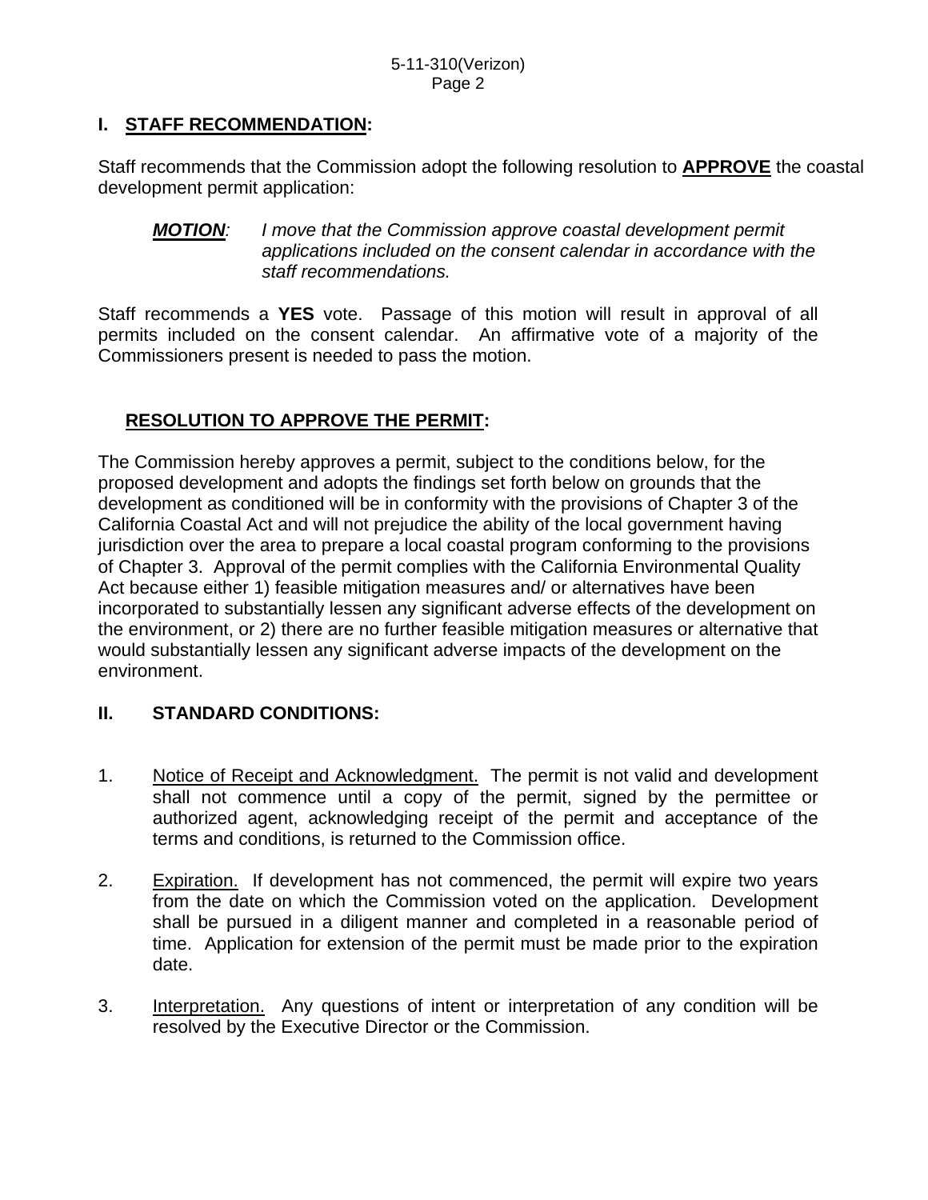## I. STAFF RECOMMENDATION:

Staff recommends that the Commission adopt the following resolution to **APPROVE** the coastal development permit application:

> ***MOTION**: I move that the Commission approve coastal development permit applications included on the consent calendar in accordance with the staff recommendations.*

Staff recommends a **YES** vote. Passage of this motion will result in approval of all permits included on the consent calendar. An affirmative vote of a majority of the Commissioners present is needed to pass the motion.

### RESOLUTION TO APPROVE THE PERMIT:

The Commission hereby approves a permit, subject to the conditions below, for the proposed development and adopts the findings set forth below on grounds that the development as conditioned will be in conformity with the provisions of Chapter 3 of the California Coastal Act and will not prejudice the ability of the local government having jurisdiction over the area to prepare a local coastal program conforming to the provisions of Chapter 3. Approval of the permit complies with the California Environmental Quality Act because either 1) feasible mitigation measures and/ or alternatives have been incorporated to substantially lessen any significant adverse effects of the development on the environment, or 2) there are no further feasible mitigation measures or alternative that would substantially lessen any significant adverse impacts of the development on the environment.

## II. STANDARD CONDITIONS:

1. Notice of Receipt and Acknowledgment. The permit is not valid and development shall not commence until a copy of the permit, signed by the permittee or authorized agent, acknowledging receipt of the permit and acceptance of the terms and conditions, is returned to the Commission office.

2. Expiration. If development has not commenced, the permit will expire two years from the date on which the Commission voted on the application. Development shall be pursued in a diligent manner and completed in a reasonable period of time. Application for extension of the permit must be made prior to the expiration date.

3. Interpretation. Any questions of intent or interpretation of any condition will be resolved by the Executive Director or the Commission.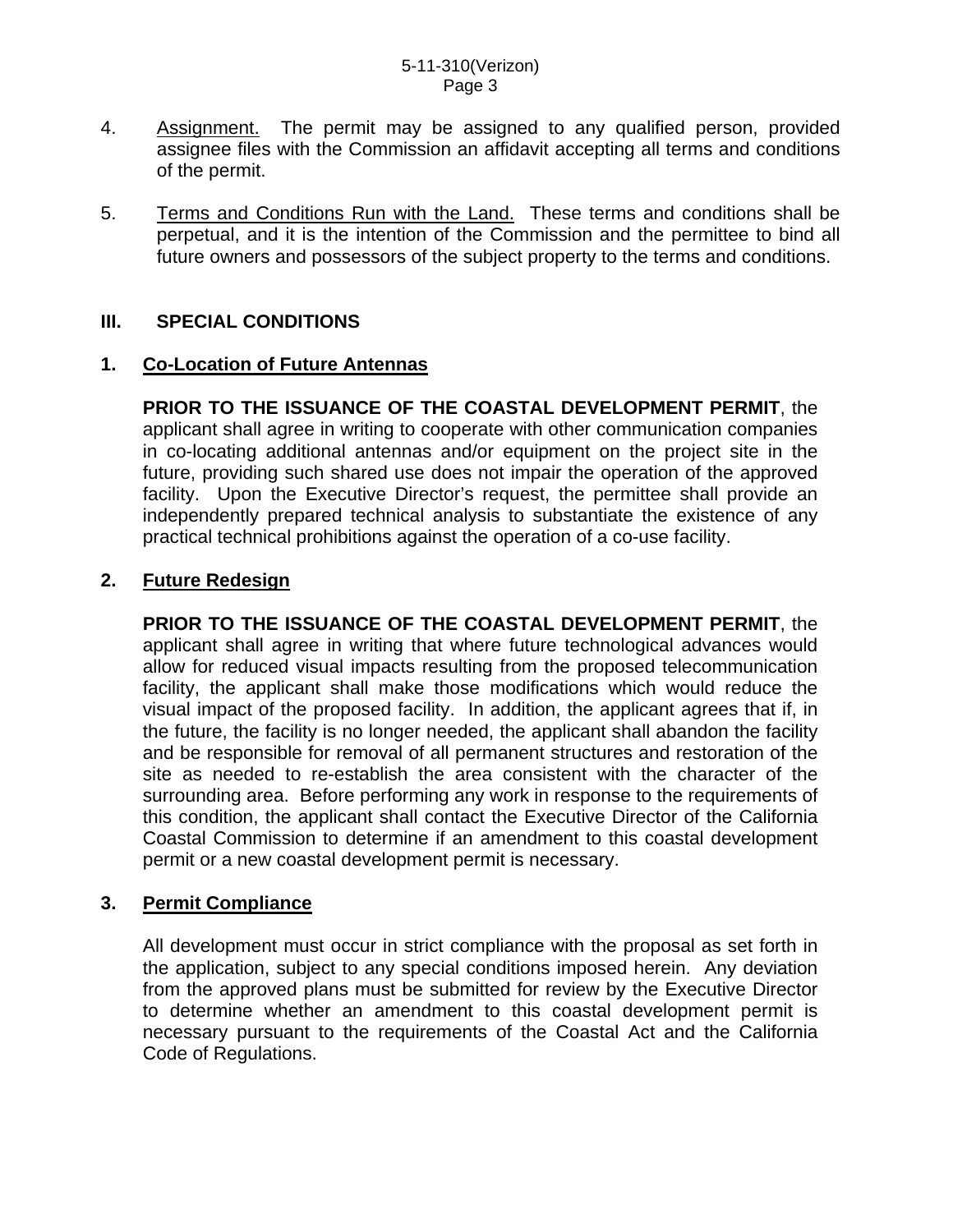4. Assignment. The permit may be assigned to any qualified person, provided assignee files with the Commission an affidavit accepting all terms and conditions of the permit.

5. Terms and Conditions Run with the Land. These terms and conditions shall be perpetual, and it is the intention of the Commission and the permittee to bind all future owners and possessors of the subject property to the terms and conditions.

## III. SPECIAL CONDITIONS

### 1. Co-Location of Future Antennas

**PRIOR TO THE ISSUANCE OF THE COASTAL DEVELOPMENT PERMIT**, the applicant shall agree in writing to cooperate with other communication companies in co-locating additional antennas and/or equipment on the project site in the future, providing such shared use does not impair the operation of the approved facility. Upon the Executive Director's request, the permittee shall provide an independently prepared technical analysis to substantiate the existence of any practical technical prohibitions against the operation of a co-use facility.

### 2. Future Redesign

**PRIOR TO THE ISSUANCE OF THE COASTAL DEVELOPMENT PERMIT**, the applicant shall agree in writing that where future technological advances would allow for reduced visual impacts resulting from the proposed telecommunication facility, the applicant shall make those modifications which would reduce the visual impact of the proposed facility. In addition, the applicant agrees that if, in the future, the facility is no longer needed, the applicant shall abandon the facility and be responsible for removal of all permanent structures and restoration of the site as needed to re-establish the area consistent with the character of the surrounding area. Before performing any work in response to the requirements of this condition, the applicant shall contact the Executive Director of the California Coastal Commission to determine if an amendment to this coastal development permit or a new coastal development permit is necessary.

### 3. Permit Compliance

All development must occur in strict compliance with the proposal as set forth in the application, subject to any special conditions imposed herein. Any deviation from the approved plans must be submitted for review by the Executive Director to determine whether an amendment to this coastal development permit is necessary pursuant to the requirements of the Coastal Act and the California Code of Regulations.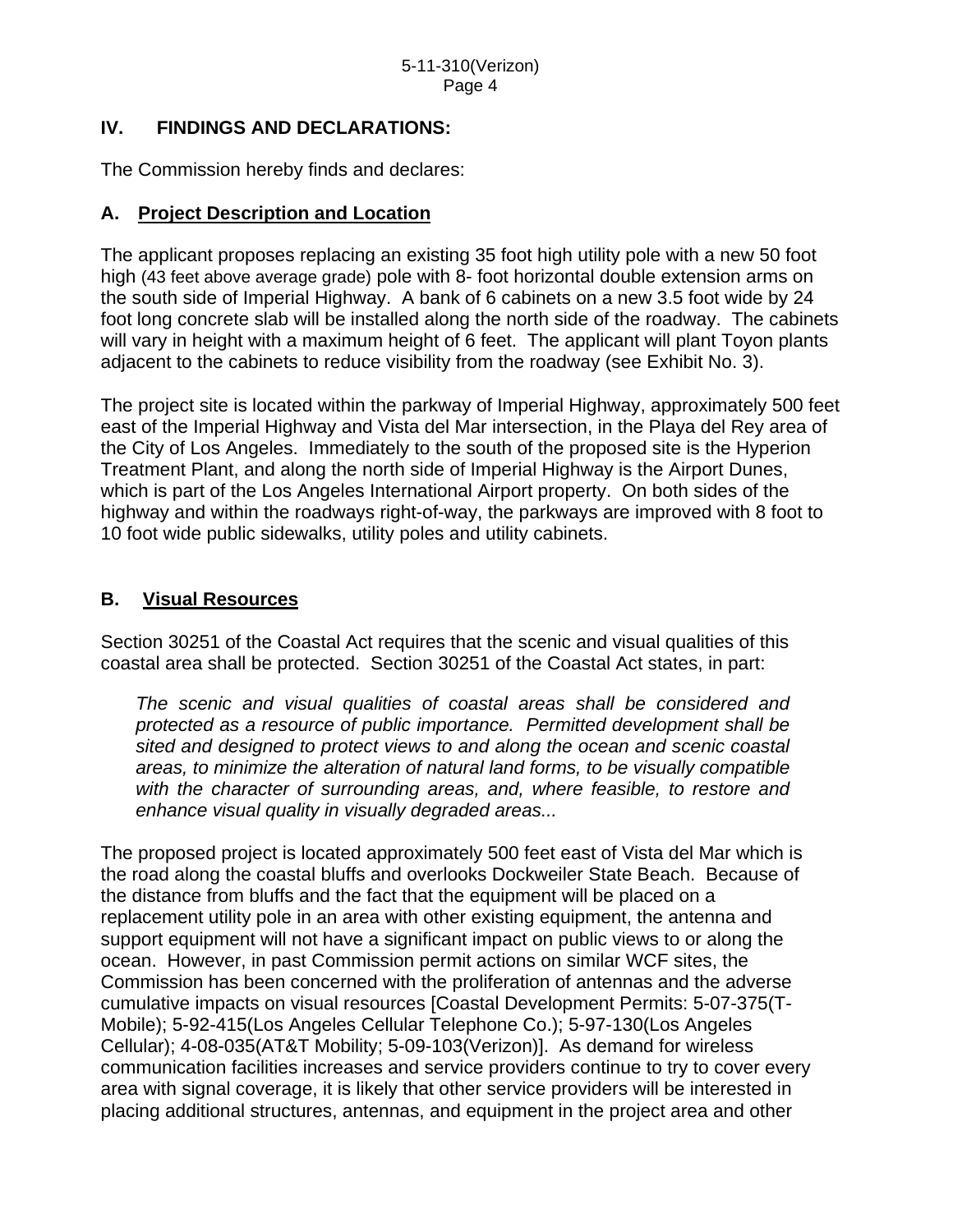## IV. FINDINGS AND DECLARATIONS:

The Commission hereby finds and declares:

### A. Project Description and Location

The applicant proposes replacing an existing 35 foot high utility pole with a new 50 foot high (43 feet above average grade) pole with 8- foot horizontal double extension arms on the south side of Imperial Highway. A bank of 6 cabinets on a new 3.5 foot wide by 24 foot long concrete slab will be installed along the north side of the roadway. The cabinets will vary in height with a maximum height of 6 feet. The applicant will plant Toyon plants adjacent to the cabinets to reduce visibility from the roadway (see Exhibit No. 3).

The project site is located within the parkway of Imperial Highway, approximately 500 feet east of the Imperial Highway and Vista del Mar intersection, in the Playa del Rey area of the City of Los Angeles. Immediately to the south of the proposed site is the Hyperion Treatment Plant, and along the north side of Imperial Highway is the Airport Dunes, which is part of the Los Angeles International Airport property. On both sides of the highway and within the roadways right-of-way, the parkways are improved with 8 foot to 10 foot wide public sidewalks, utility poles and utility cabinets.

### B. Visual Resources

Section 30251 of the Coastal Act requires that the scenic and visual qualities of this coastal area shall be protected. Section 30251 of the Coastal Act states, in part:

> *The scenic and visual qualities of coastal areas shall be considered and protected as a resource of public importance. Permitted development shall be sited and designed to protect views to and along the ocean and scenic coastal areas, to minimize the alteration of natural land forms, to be visually compatible with the character of surrounding areas, and, where feasible, to restore and enhance visual quality in visually degraded areas...*

The proposed project is located approximately 500 feet east of Vista del Mar which is the road along the coastal bluffs and overlooks Dockweiler State Beach. Because of the distance from bluffs and the fact that the equipment will be placed on a replacement utility pole in an area with other existing equipment, the antenna and support equipment will not have a significant impact on public views to or along the ocean. However, in past Commission permit actions on similar WCF sites, the Commission has been concerned with the proliferation of antennas and the adverse cumulative impacts on visual resources [Coastal Development Permits: 5-07-375(T-Mobile); 5-92-415(Los Angeles Cellular Telephone Co.); 5-97-130(Los Angeles Cellular); 4-08-035(AT&T Mobility; 5-09-103(Verizon)]. As demand for wireless communication facilities increases and service providers continue to try to cover every area with signal coverage, it is likely that other service providers will be interested in placing additional structures, antennas, and equipment in the project area and other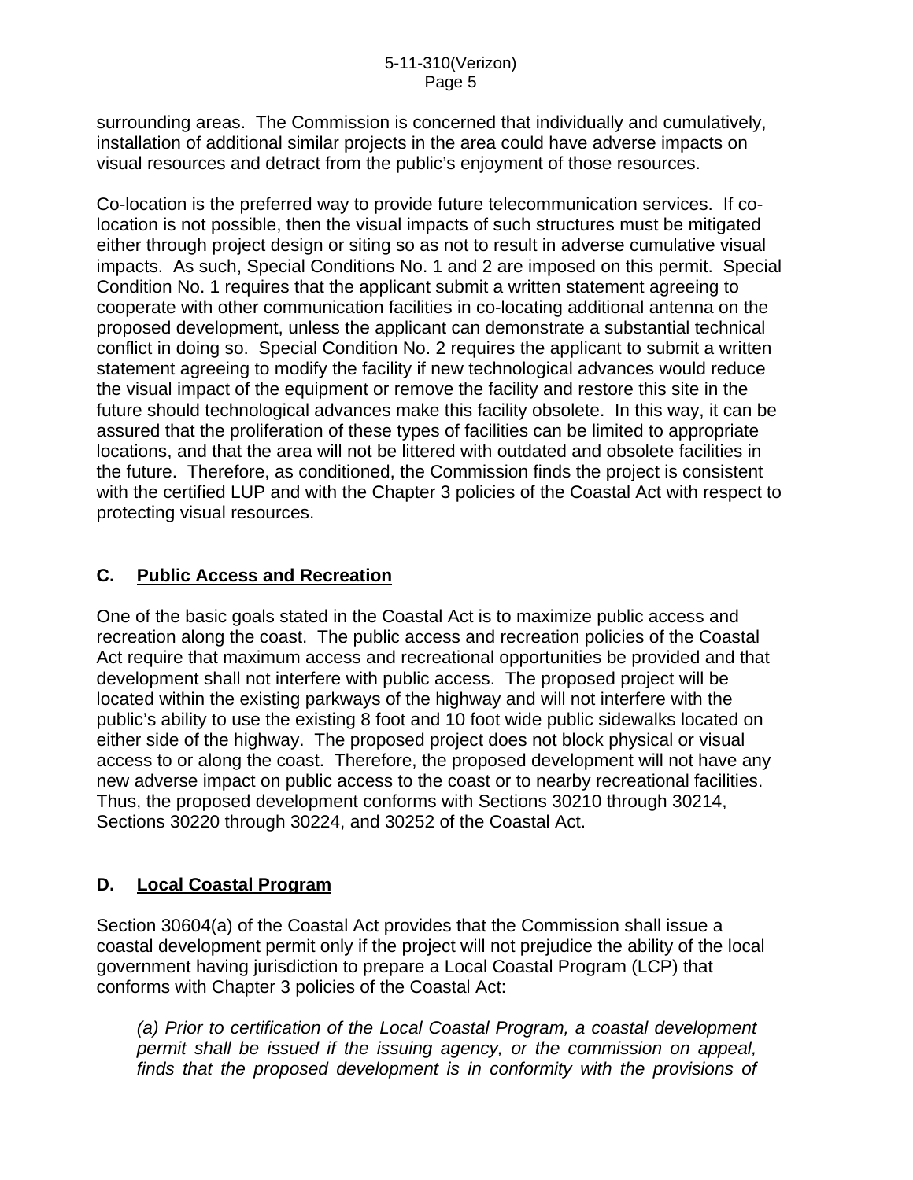surrounding areas. The Commission is concerned that individually and cumulatively, installation of additional similar projects in the area could have adverse impacts on visual resources and detract from the public's enjoyment of those resources.

Co-location is the preferred way to provide future telecommunication services. If co-location is not possible, then the visual impacts of such structures must be mitigated either through project design or siting so as not to result in adverse cumulative visual impacts. As such, Special Conditions No. 1 and 2 are imposed on this permit. Special Condition No. 1 requires that the applicant submit a written statement agreeing to cooperate with other communication facilities in co-locating additional antenna on the proposed development, unless the applicant can demonstrate a substantial technical conflict in doing so. Special Condition No. 2 requires the applicant to submit a written statement agreeing to modify the facility if new technological advances would reduce the visual impact of the equipment or remove the facility and restore this site in the future should technological advances make this facility obsolete. In this way, it can be assured that the proliferation of these types of facilities can be limited to appropriate locations, and that the area will not be littered with outdated and obsolete facilities in the future. Therefore, as conditioned, the Commission finds the project is consistent with the certified LUP and with the Chapter 3 policies of the Coastal Act with respect to protecting visual resources.

## C. <u>Public Access and Recreation</u>

One of the basic goals stated in the Coastal Act is to maximize public access and recreation along the coast. The public access and recreation policies of the Coastal Act require that maximum access and recreational opportunities be provided and that development shall not interfere with public access. The proposed project will be located within the existing parkways of the highway and will not interfere with the public's ability to use the existing 8 foot and 10 foot wide public sidewalks located on either side of the highway. The proposed project does not block physical or visual access to or along the coast. Therefore, the proposed development will not have any new adverse impact on public access to the coast or to nearby recreational facilities. Thus, the proposed development conforms with Sections 30210 through 30214, Sections 30220 through 30224, and 30252 of the Coastal Act.

## D. <u>Local Coastal Program</u>

Section 30604(a) of the Coastal Act provides that the Commission shall issue a coastal development permit only if the project will not prejudice the ability of the local government having jurisdiction to prepare a Local Coastal Program (LCP) that conforms with Chapter 3 policies of the Coastal Act:

> *(a) Prior to certification of the Local Coastal Program, a coastal development permit shall be issued if the issuing agency, or the commission on appeal, finds that the proposed development is in conformity with the provisions of*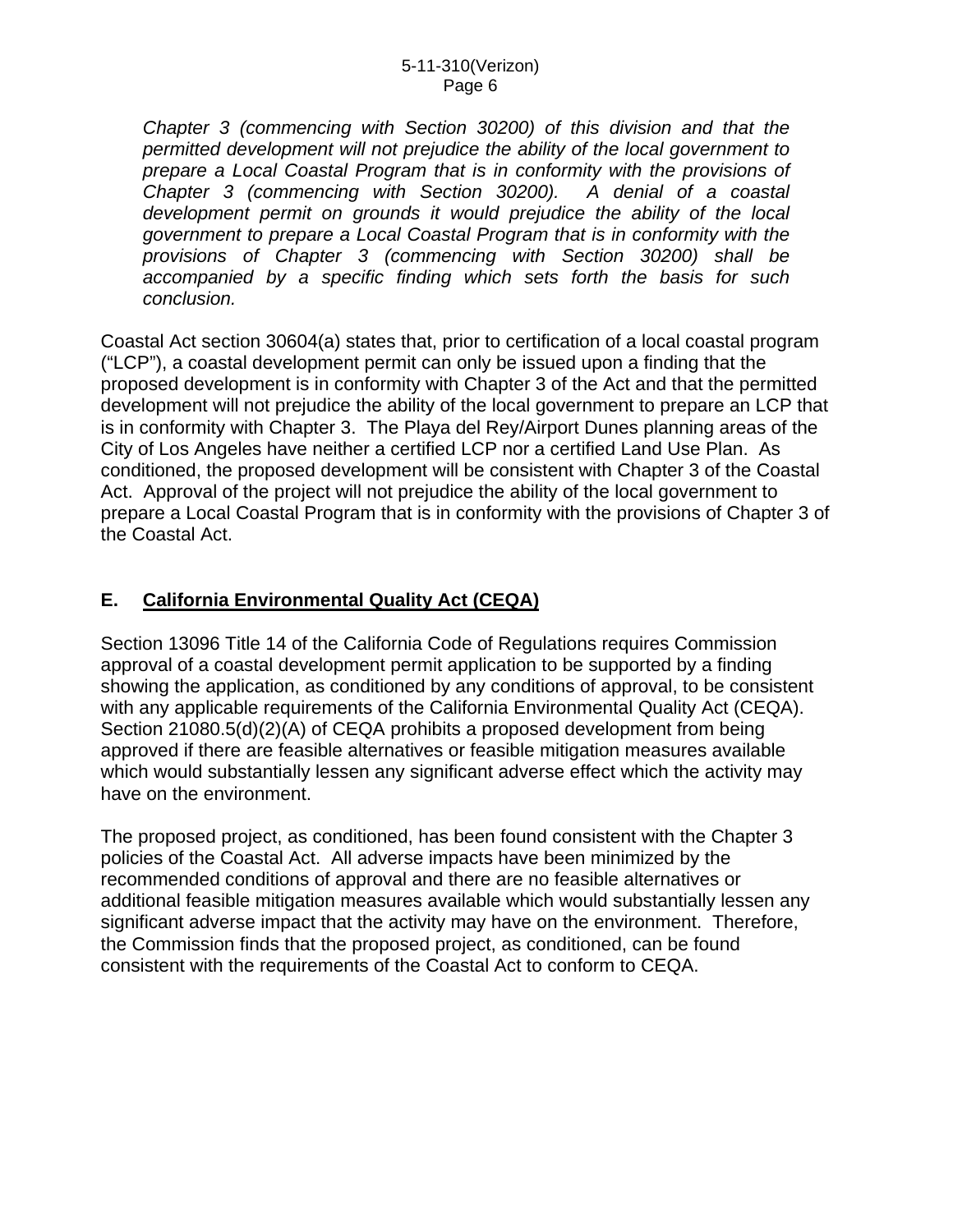*Chapter 3 (commencing with Section 30200) of this division and that the permitted development will not prejudice the ability of the local government to prepare a Local Coastal Program that is in conformity with the provisions of Chapter 3 (commencing with Section 30200). A denial of a coastal development permit on grounds it would prejudice the ability of the local government to prepare a Local Coastal Program that is in conformity with the provisions of Chapter 3 (commencing with Section 30200) shall be accompanied by a specific finding which sets forth the basis for such conclusion.*

Coastal Act section 30604(a) states that, prior to certification of a local coastal program ("LCP"), a coastal development permit can only be issued upon a finding that the proposed development is in conformity with Chapter 3 of the Act and that the permitted development will not prejudice the ability of the local government to prepare an LCP that is in conformity with Chapter 3. The Playa del Rey/Airport Dunes planning areas of the City of Los Angeles have neither a certified LCP nor a certified Land Use Plan. As conditioned, the proposed development will be consistent with Chapter 3 of the Coastal Act. Approval of the project will not prejudice the ability of the local government to prepare a Local Coastal Program that is in conformity with the provisions of Chapter 3 of the Coastal Act.

## E. California Environmental Quality Act (CEQA)

Section 13096 Title 14 of the California Code of Regulations requires Commission approval of a coastal development permit application to be supported by a finding showing the application, as conditioned by any conditions of approval, to be consistent with any applicable requirements of the California Environmental Quality Act (CEQA). Section 21080.5(d)(2)(A) of CEQA prohibits a proposed development from being approved if there are feasible alternatives or feasible mitigation measures available which would substantially lessen any significant adverse effect which the activity may have on the environment.

The proposed project, as conditioned, has been found consistent with the Chapter 3 policies of the Coastal Act. All adverse impacts have been minimized by the recommended conditions of approval and there are no feasible alternatives or additional feasible mitigation measures available which would substantially lessen any significant adverse impact that the activity may have on the environment. Therefore, the Commission finds that the proposed project, as conditioned, can be found consistent with the requirements of the Coastal Act to conform to CEQA.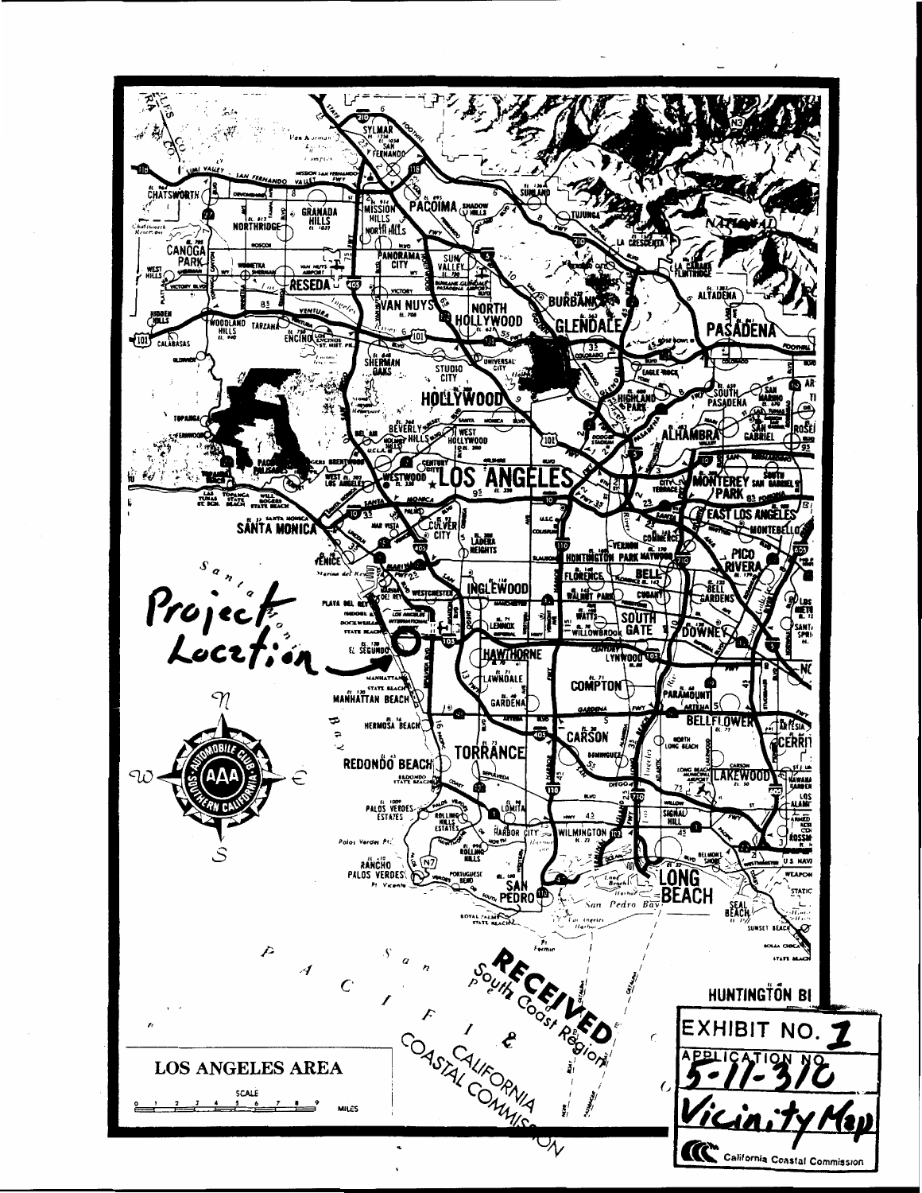Project Location

LOS ANGELES AREA

RECEIVED
South Coast Region
CALIFORNIA COASTAL COMMISSION

EXHIBIT NO. 1

APPLICATION NO. 5-11-310

Vicinity Map

California Coastal Commission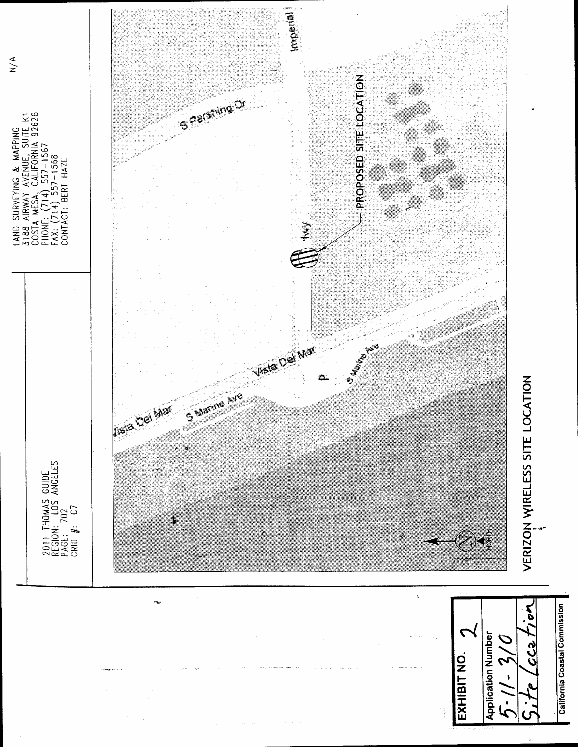2011 THOMAS GUIDE
REGION: LOS ANGELES
PAGE: 702
GRID #: C7

LAND SURVEYING & MAPPING
3188 AIRWAY AVENUE, SUITE K1
COSTA MESA, CALIFORNIA 92626
PHONE: (714) 557-1567
FAX: (714) 557-1568
CONTACT: BERT HAZE

N/A

Imperial Hwy

S Pershing Dr

PROPOSED SITE LOCATION

Vista Del Mar

S Marine Ave

P

NORTH

## VERIZON WIRELESS SITE LOCATION

**EXHIBIT NO.** 2

Application Number
5-11-310
Site Location

California Coastal Commission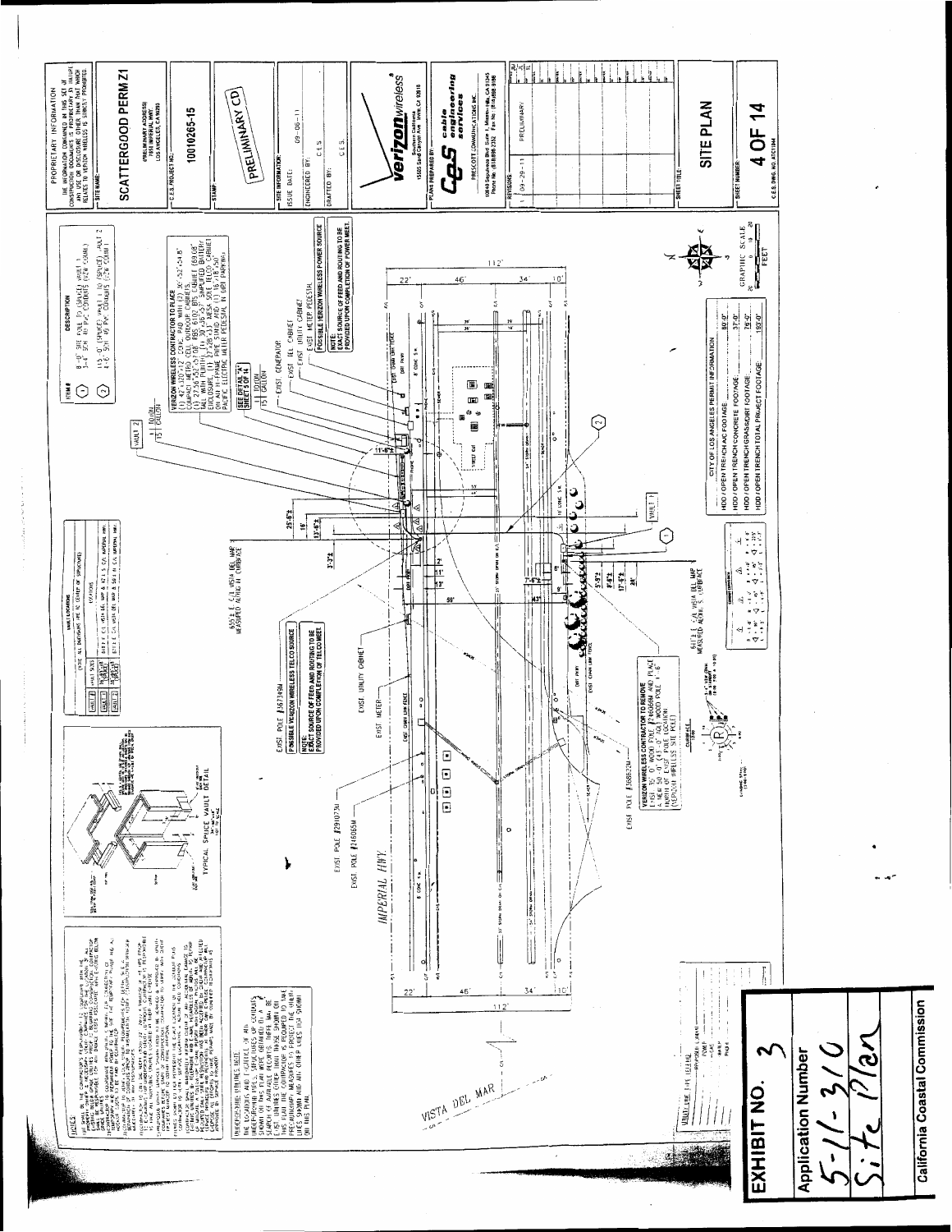PROPRIETARY INFORMATION

THE INFORMATION CONTAINED IN THIS SET OF CONSTRUCTION DOCUMENTS IS PROPRIETARY BY NATURE. ANY USE OR DISCLOSURE OTHER THAN THAT WHICH RELATES TO VERIZON WIRELESS IS STRICTLY PROHIBITED.

SITE NAME:

## SCATTERGOOD PERM Z1

(PRELIMINARY ADDRESS)
7001 IMPERIAL HWY
LOS ANGELES, CA 90293

C.E.S. PROJECT NO.:

10010265-15

STAMP:

PRELIMINARY CD

SITE INFORMATION:

| | |
|---|---|
| ISSUE DATE: | 09-06-11 |
| ENGINEERED BY: | C.E.S. |
| DRAFTED BY: | C.E.S. |

**verizon**wireless

Southern California
15505 Sand Canyon Ave. Irvine, CA 92618

PLANS PREPARED BY:

**CeS** cable engineering services

PRESCOTT COMMUNICATIONS INC.

REVISIONS:

| | | |
|---|---|---|
| 1 | 09-29-11 | PRELIMINARY |

SHEET TITLE:

## SITE PLAN

SHEET NUMBER:

## 4 OF 14

C.E.S. DWG. NO. ATC1064

| ITEM # | DESCRIPTION |
|---|---|
| 1 | 8'-0" SITE POLE TO (SPLICE) VAULT 1, 3-4" SCH 40 PVC CONDUITS (VZW COMM.) |
| 2 | 115'-0" (SPLICE) VAULT 1 TO (SPLICE) VAULT 2, 4-6" SCH 40 PVC CONDUITS (VZW COMM.) |

VERIZON WIRELESS CONTRACTOR TO PLACE:
(1) 42"x120"x12" CONC. PAD WITH (2) 36"x32"x54.8" COMPACT METRO CELL OUTDOOR CABINETS, (1) 27"x56.5"x28" RBS 6102 BTS CABINET (691 LB), (1) 30"x36"x57" SIMPLIFIED BATTERY ENCLOSURE, (1) 27"x28"x33" NESA ONE TELCO CABINET ON AN H-FRAME, PIPE STAND AND (1) 18"x8"x50" PACIFIC ELECTRIC METER PEDESTAL IN DIRT PARKWAY

SEE DETAIL "A" SHEET 5 OF 14

NOTE:
EXACT SOURCE OF FEED AND ROUTING TO BE PROVIDED UPON COMPLETION OF POWER MEET.

POSSIBLE VERIZON WIRELESS POWER SOURCE

EXIST. POLE #367349M

POSSIBLE VERIZON WIRELESS TELCO SOURCE

NOTE:
EXACT SOURCE OF FEED AND ROUTING TO BE PROVIDED UPON COMPLETION OF TELCO MEET.

VERIZON WIRELESS CONTRACTOR TO REMOVE EXIST. 35'-0" WOOD POLE #2160684 AND PLACE A NEW 58'-0" (45'-0" AGL) WOOD POLE 1'-6" NORTH OF EXIST. POLE LOCATION. (VERIZON WIRELESS SITE POLE)

TYPICAL SPLICE VAULT DETAIL

IMPERIAL HWY

VISTA DEL MAR

| CITY OF LOS ANGELES PERMIT INFORMATION | |
|---|---|
| HDD / OPEN TRENCH AC FOOTAGE | 80'-0" |
| HDD / OPEN TRENCH CONCRETE FOOTAGE | 37'-0" |
| HDD / OPEN TRENCH GRASS/DIRT FOOTAGE | 76'-0" |
| HDD / OPEN TRENCH TOTAL PROJECT FOOTAGE | 193'-0" |

GRAPHIC SCALE
FEET

# EXHIBIT NO. 3

Application Number
5-11-310
Site Plan

California Coastal Commission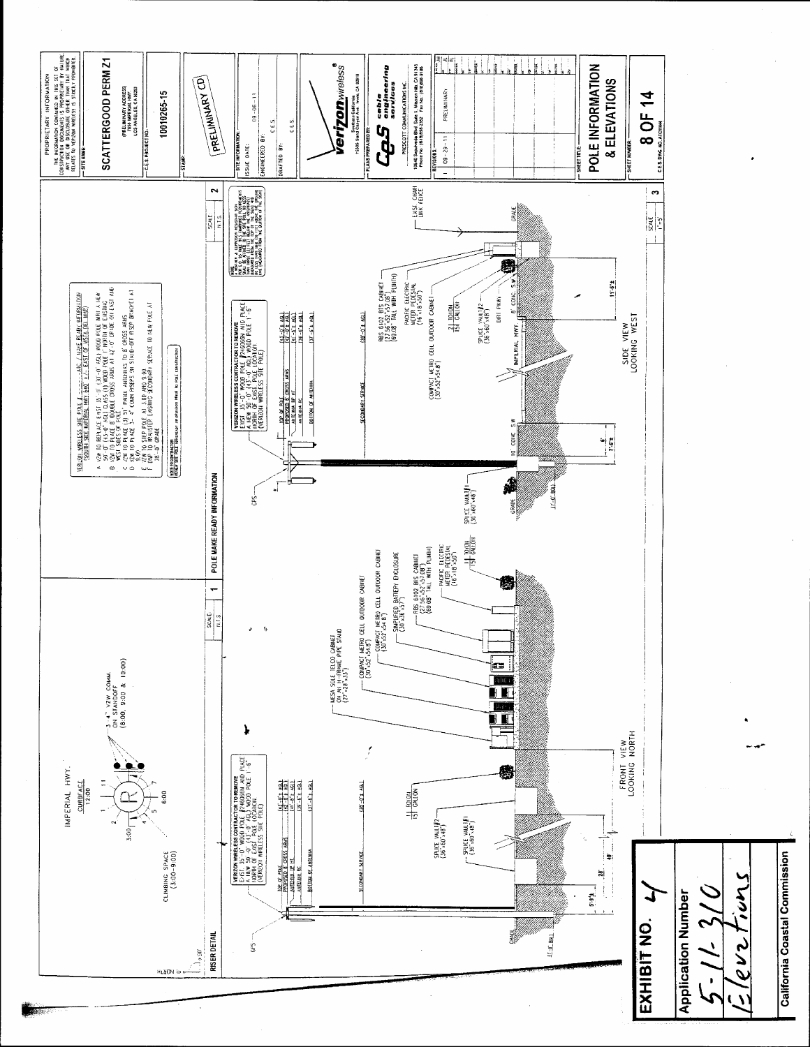PROPRIETARY INFORMATION

THE INFORMATION CONTAINED IN THIS SET OF CONSTRUCTION DOCUMENTS IS PROPRIETARY BY NATURE. ANY USE OR DISCLOSURE OTHER THAN THAT WHICH RELATES TO VERIZON WIRELESS IS STRICTLY PROHIBITED.

SITE NAME:

# SCATTERGOOD PERM Z1

(PRELIMINARY ADDRESS)
7810 IMPERIAL HWY
LOS ANGELES, CA 90293

C.E.S. PROJECT NO.: 10010265-15

STAMP: PRELIMINARY CD

SITE INFORMATION:
ISSUE DATE: 09-06-11
ENGINEERED BY: C.E.S.
DRAFTED BY: C.E.S.

verizon wireless
15505 Sand Canyon Ave. Irvine, CA 92618

PLANS PREPARED BY:
CeS cable engineering services
PRESCOTT COMMUNICATIONS INC.
10640 Sepulveda Blvd. Suite 1, Mission Hills, CA 91345
Phone No. (818)838-2302 Fax No. (818)838-3106

REVISIONS:
1 09-29-11 PRELIMINARY

SHEET TITLE:

## POLE INFORMATION & ELEVATIONS

SHEET NUMBER: 8 OF 14

---

## RISER DETAIL

IMPERIAL HWY.
CURBFACE 12:00
CLIMBING SPACE (3:00-9:00)
3-4" VZW COMM. ON STANDOFF (8:00, 9:00 & 10:00)
TRUE NORTH

SCALE: N.T.S. — 1

## POLE MAKE READY INFORMATION

VERIZON WIRELESS SITE POLE # ______ PEC / MAKE READY INFORMATION SOUTH SIDE IMPERIAL HWY 640' +/- EAST OF VISTA DEL MAR

A. VZW TO REPLACE EXIST 35'-0" (31'-0" AGL) WOOD POLE WITH A NEW 50'-0" (43'-0" AGL) CLASS (1) WOOD POLE 1' NORTH OF EXISTING
B. VZW TO PLACE 8' DOUBLE CROSS ARMS AT 42'-0" GRADE ON EAST AND WEST SIDES OF POLE
C. VZW TO PLACE (3) 51" PANEL ANTENNAS TO 8' CROSS ARMS
D. VZW TO PLACE 3-4" COMM RISERS ON STAND-OFF RISER BRACKET AT 9:00
E. VZW TO STEP POLE AT 3:00 AND 9:00
F. DWP TO TRANSFER EXISTING SECONDARY SERVICE TO NEW POLE AT 28'-0" GRADE

NOTE REGARDING PEC: REFER SEP POLE ENGINEERING INFORMATION PRIOR TO POLE CONSTRUCTION

SCALE: N.T.S. — 2

---

VERIZON WIRELESS CONTRACTOR TO REMOVE EXIST. 35'-0" WOOD POLE (P4K0RHB) AND PLACE A NEW 50'-0" (43'-0" AGL) WOOD POLE 1'-6" NORTH OF EXIST. POLE LOCATION (VERIZON WIRELESS SITE POLE)

TOP OF POLE (43'-0" ± AGL)
PROPOSED 8' CROSS ARMS (42'-0" ± AGL)
ANTENNA RC (TIP) (41'-5" ± AGL)
ANTENNA RC (39'-6" ± AGL)
BOTTOM OF ANTENNA (37'-6" ± AGL)
SECONDARY SERVICE (28'-0" ± AGL)

GPS

MESA SOLE TELCO CABINET ON AN H-FRAME PIPE STAND (27"x28"x13")
COMPACT METRO CELL OUTDOOR CABINET (30"x52"x54.8")
SIMPLIFIED BATTERY ENCLOSURE (30"x36"x37")
RBS 6102 BTS CABINET (27.56"x52"x57.08") (69.08" TALL WITH PLINTH)
PACIFIC ELECTRIC METER PEDESTAL (16"x18"x50")
11 TO/OIL 15 GALLON
SPLICE VAULT #2 (36"x60"x48")
SPLICE VAULT #1 (36"x60"x48")

5'-9"± 28' 40'
GRADE
(-4'-0" BGL)

FRONT VIEW LOOKING NORTH

---

SECONDARY SERVICE (28'-0" ± AGL)
RBS 6102 BTS CABINET (27.56"x52"x57.08") (69.08" TALL WITH PLINTH)
PACIFIC ELECTRIC METER PEDESTAL (16"x18"x50")
COMPACT METRO CELL OUTDOOR CABINET (30"x52"x54.8")
21 TO/OIL 15 GALLON
SPLICE VAULT #2 (36"x60"x48")
SPLICE VAULT #1 (36"x60"x48")
EXIST. CHAIN LINK FENCE
IMPERIAL HWY.
DIRT PKWY.
8' CONC. S.W.
10' CONC. S.W.
GRADE
(-4'-0" BGL)
6' 7'-6"± 11'-6"±

SIDE VIEW LOOKING WEST

SCALE: 1"=5' — 3

---

# EXHIBIT NO. 4

Application Number
5-11-310
Elevations

California Coastal Commission